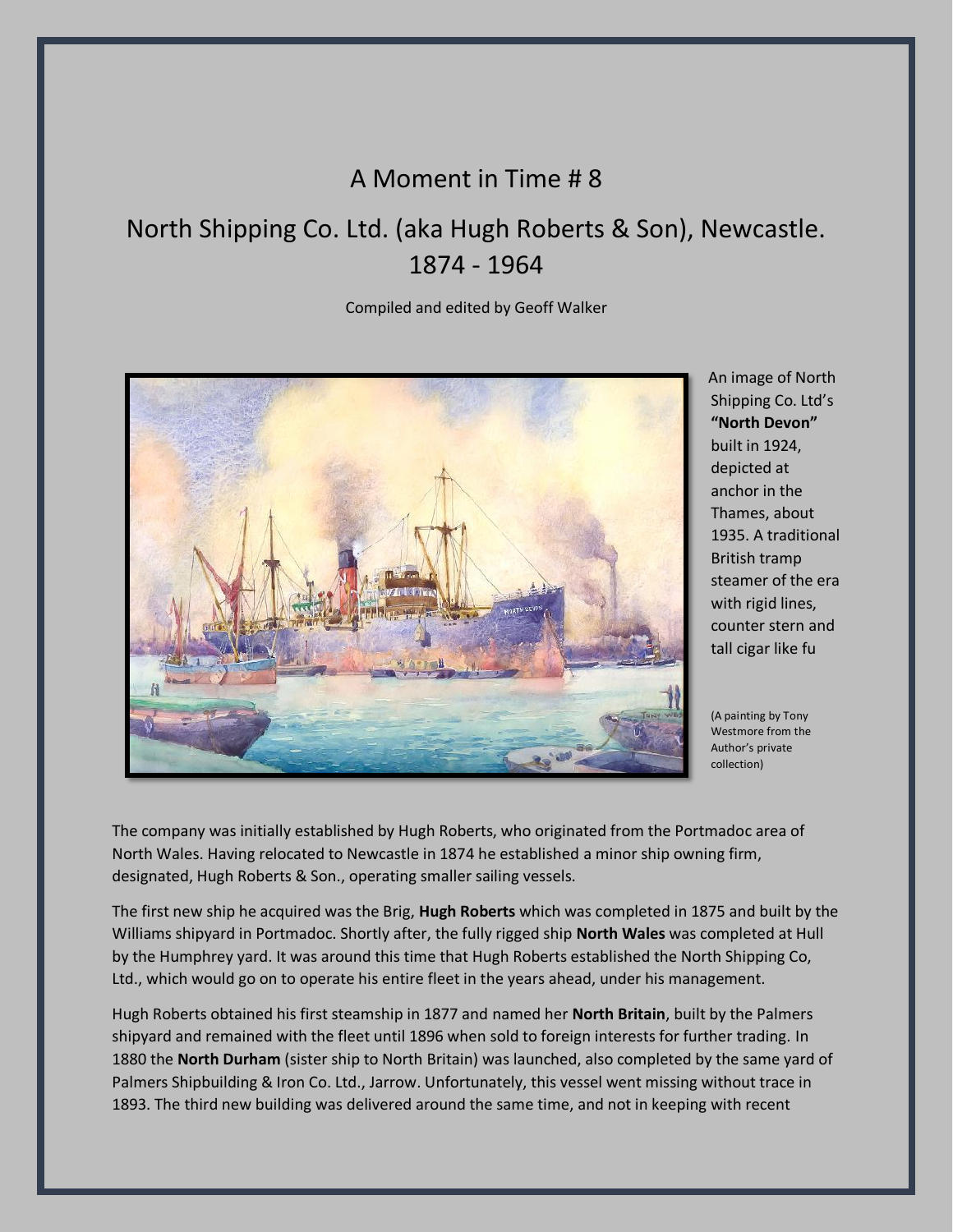# A Moment in Time # 8

# North Shipping Co. Ltd. (aka Hugh Roberts & Son), Newcastle. 1874 - 1964

Compiled and edited by Geoff Walker

An image of North Shipping Co. Ltd's **"North Devon"** built in 1924, depicted at anchor in the Thames, about 1935. A traditional British tramp steamer of the era with rigid lines, counter stern and tall cigar like fu

(A painting by Tony Westmore from the Author's private collection)

The company was initially established by Hugh Roberts, who originated from the Portmadoc area of North Wales. Having relocated to Newcastle in 1874 he established a minor ship owning firm, designated, Hugh Roberts & Son., operating smaller sailing vessels.

The first new ship he acquired was the Brig, **Hugh Roberts** which was completed in 1875 and built by the Williams shipyard in Portmadoc. Shortly after, the fully rigged ship **North Wales** was completed at Hull by the Humphrey yard. It was around this time that Hugh Roberts established the North Shipping Co, Ltd., which would go on to operate his entire fleet in the years ahead, under his management.

Hugh Roberts obtained his first steamship in 1877 and named her **North Britain**, built by the Palmers shipyard and remained with the fleet until 1896 when sold to foreign interests for further trading. In 1880 the **North Durham** (sister ship to North Britain) was launched, also completed by the same yard of Palmers Shipbuilding & Iron Co. Ltd., Jarrow. Unfortunately, this vessel went missing without trace in 1893. The third new building was delivered around the same time, and not in keeping with recent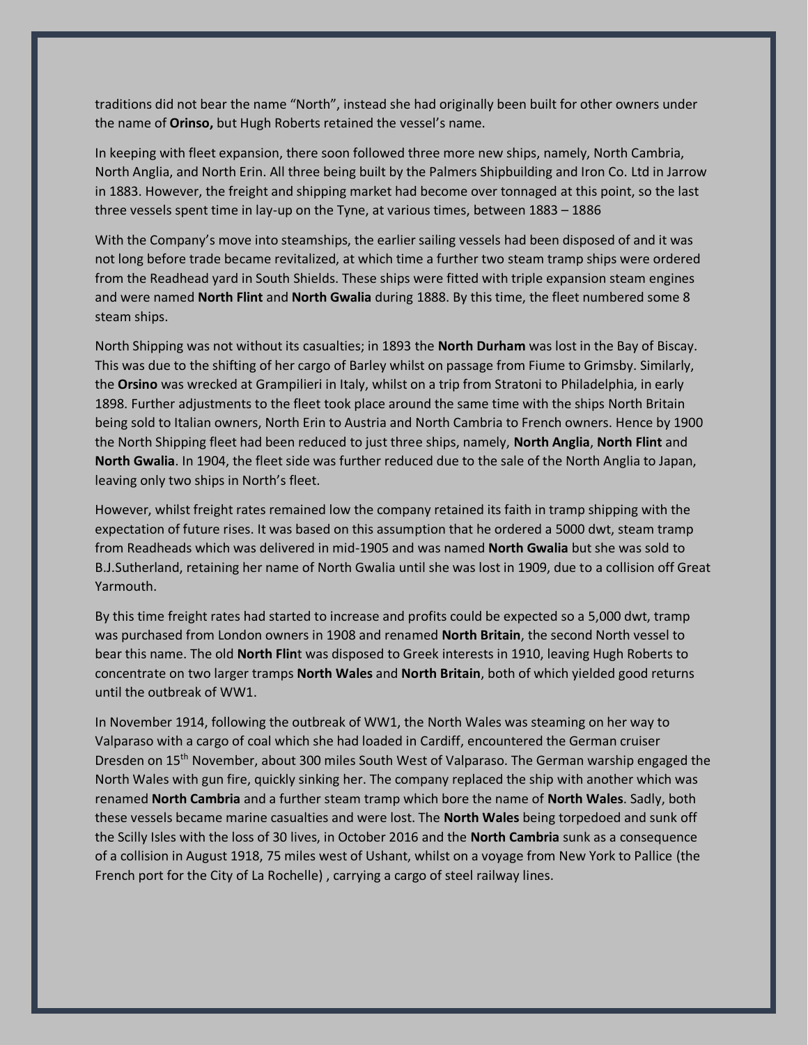traditions did not bear the name "North", instead she had originally been built for other owners under the name of **Orinso,** but Hugh Roberts retained the vessel's name.

In keeping with fleet expansion, there soon followed three more new ships, namely, North Cambria, North Anglia, and North Erin. All three being built by the Palmers Shipbuilding and Iron Co. Ltd in Jarrow in 1883. However, the freight and shipping market had become over tonnaged at this point, so the last three vessels spent time in lay-up on the Tyne, at various times, between 1883 – 1886

With the Company's move into steamships, the earlier sailing vessels had been disposed of and it was not long before trade became revitalized, at which time a further two steam tramp ships were ordered from the Readhead yard in South Shields. These ships were fitted with triple expansion steam engines and were named **North Flint** and **North Gwalia** during 1888. By this time, the fleet numbered some 8 steam ships.

North Shipping was not without its casualties; in 1893 the **North Durham** was lost in the Bay of Biscay. This was due to the shifting of her cargo of Barley whilst on passage from Fiume to Grimsby. Similarly, the **Orsino** was wrecked at Grampilieri in Italy, whilst on a trip from Stratoni to Philadelphia, in early 1898. Further adjustments to the fleet took place around the same time with the ships North Britain being sold to Italian owners, North Erin to Austria and North Cambria to French owners. Hence by 1900 the North Shipping fleet had been reduced to just three ships, namely, **North Anglia**, **North Flint** and **North Gwalia**. In 1904, the fleet side was further reduced due to the sale of the North Anglia to Japan, leaving only two ships in North's fleet.

However, whilst freight rates remained low the company retained its faith in tramp shipping with the expectation of future rises. It was based on this assumption that he ordered a 5000 dwt, steam tramp from Readheads which was delivered in mid-1905 and was named **North Gwalia** but she was sold to B.J.Sutherland, retaining her name of North Gwalia until she was lost in 1909, due to a collision off Great Yarmouth.

By this time freight rates had started to increase and profits could be expected so a 5,000 dwt, tramp was purchased from London owners in 1908 and renamed **North Britain**, the second North vessel to bear this name. The old **North Flin**t was disposed to Greek interests in 1910, leaving Hugh Roberts to concentrate on two larger tramps **North Wales** and **North Britain**, both of which yielded good returns until the outbreak of WW1.

In November 1914, following the outbreak of WW1, the North Wales was steaming on her way to Valparaso with a cargo of coal which she had loaded in Cardiff, encountered the German cruiser Dresden on 15th November, about 300 miles South West of Valparaso. The German warship engaged the North Wales with gun fire, quickly sinking her. The company replaced the ship with another which was renamed **North Cambria** and a further steam tramp which bore the name of **North Wales**. Sadly, both these vessels became marine casualties and were lost. The **North Wales** being torpedoed and sunk off the Scilly Isles with the loss of 30 lives, in October 2016 and the **North Cambria** sunk as a consequence of a collision in August 1918, 75 miles west of Ushant, whilst on a voyage from New York to Pallice (the French port for the City of La Rochelle) , carrying a cargo of steel railway lines.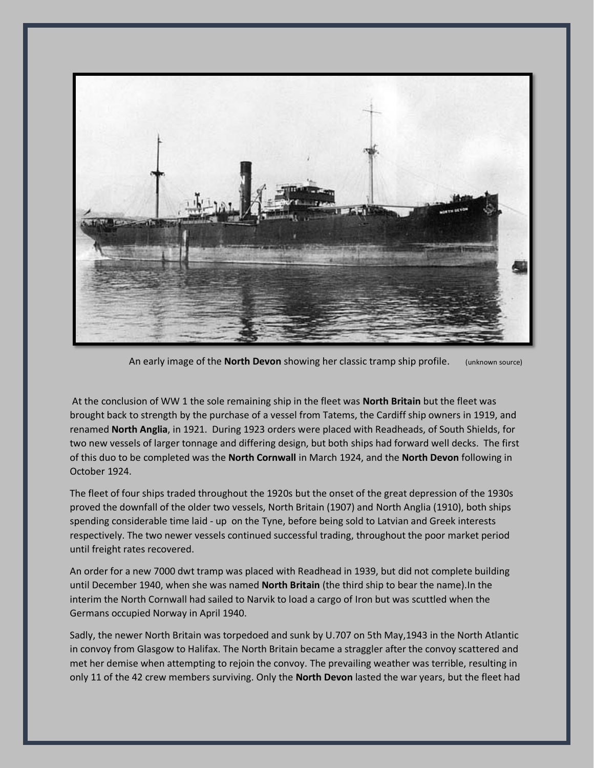An early image of the **North Devon** showing her classic tramp ship profile. (unknown source)

At the conclusion of WW 1 the sole remaining ship in the fleet was **North Britain** but the fleet was brought back to strength by the purchase of a vessel from Tatems, the Cardiff ship owners in 1919, and renamed **North Anglia**, in 1921. During 1923 orders were placed with Readheads, of South Shields, for two new vessels of larger tonnage and differing design, but both ships had forward well decks. The first of this duo to be completed was the **North Cornwall** in March 1924, and the **North Devon** following in October 1924.

The fleet of four ships traded throughout the 1920s but the onset of the great depression of the 1930s proved the downfall of the older two vessels, North Britain (1907) and North Anglia (1910), both ships spending considerable time laid - up on the Tyne, before being sold to Latvian and Greek interests respectively. The two newer vessels continued successful trading, throughout the poor market period until freight rates recovered.

An order for a new 7000 dwt tramp was placed with Readhead in 1939, but did not complete building until December 1940, when she was named **North Britain** (the third ship to bear the name).In the interim the North Cornwall had sailed to Narvik to load a cargo of Iron but was scuttled when the Germans occupied Norway in April 1940.

Sadly, the newer North Britain was torpedoed and sunk by U.707 on 5th May,1943 in the North Atlantic in convoy from Glasgow to Halifax. The North Britain became a straggler after the convoy scattered and met her demise when attempting to rejoin the convoy. The prevailing weather was terrible, resulting in only 11 of the 42 crew members surviving. Only the **North Devon** lasted the war years, but the fleet had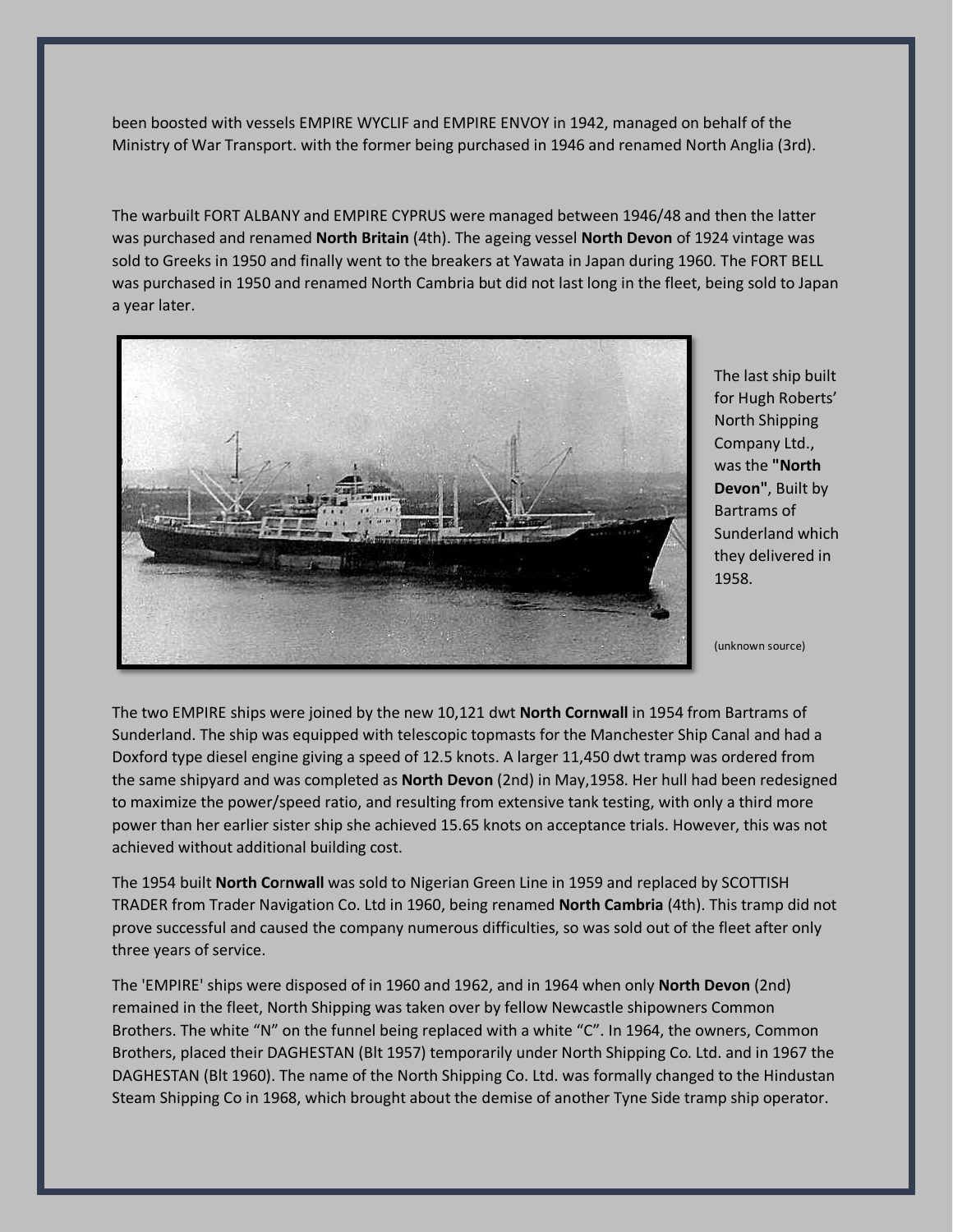been boosted with vessels EMPIRE WYCLIF and EMPIRE ENVOY in 1942, managed on behalf of the Ministry of War Transport. with the former being purchased in 1946 and renamed North Anglia (3rd).

The warbuilt FORT ALBANY and EMPIRE CYPRUS were managed between 1946/48 and then the latter was purchased and renamed **North Britain** (4th). The ageing vessel **North Devon** of 1924 vintage was sold to Greeks in 1950 and finally went to the breakers at Yawata in Japan during 1960. The FORT BELL was purchased in 1950 and renamed North Cambria but did not last long in the fleet, being sold to Japan a year later.

The last ship built for Hugh Roberts' North Shipping Company Ltd., was the **"North Devon"**, Built by Bartrams of Sunderland which they delivered in 1958.

(unknown source)

The two EMPIRE ships were joined by the new 10,121 dwt **North Cornwall** in 1954 from Bartrams of Sunderland. The ship was equipped with telescopic topmasts for the Manchester Ship Canal and had a Doxford type diesel engine giving a speed of 12.5 knots. A larger 11,450 dwt tramp was ordered from the same shipyard and was completed as **North Devon** (2nd) in May,1958. Her hull had been redesigned to maximize the power/speed ratio, and resulting from extensive tank testing, with only a third more power than her earlier sister ship she achieved 15.65 knots on acceptance trials. However, this was not achieved without additional building cost.

The 1954 built **North Cornwall** was sold to Nigerian Green Line in 1959 and replaced by SCOTTISH TRADER from Trader Navigation Co. Ltd in 1960, being renamed **North Cambria** (4th). This tramp did not prove successful and caused the company numerous difficulties, so was sold out of the fleet after only three years of service.

The 'EMPIRE' ships were disposed of in 1960 and 1962, and in 1964 when only **North Devon** (2nd) remained in the fleet, North Shipping was taken over by fellow Newcastle shipowners Common Brothers. The white "N" on the funnel being replaced with a white "C". In 1964, the owners, Common Brothers, placed their DAGHESTAN (Blt 1957) temporarily under North Shipping Co. Ltd. and in 1967 the DAGHESTAN (Blt 1960). The name of the North Shipping Co. Ltd. was formally changed to the Hindustan Steam Shipping Co in 1968, which brought about the demise of another Tyne Side tramp ship operator.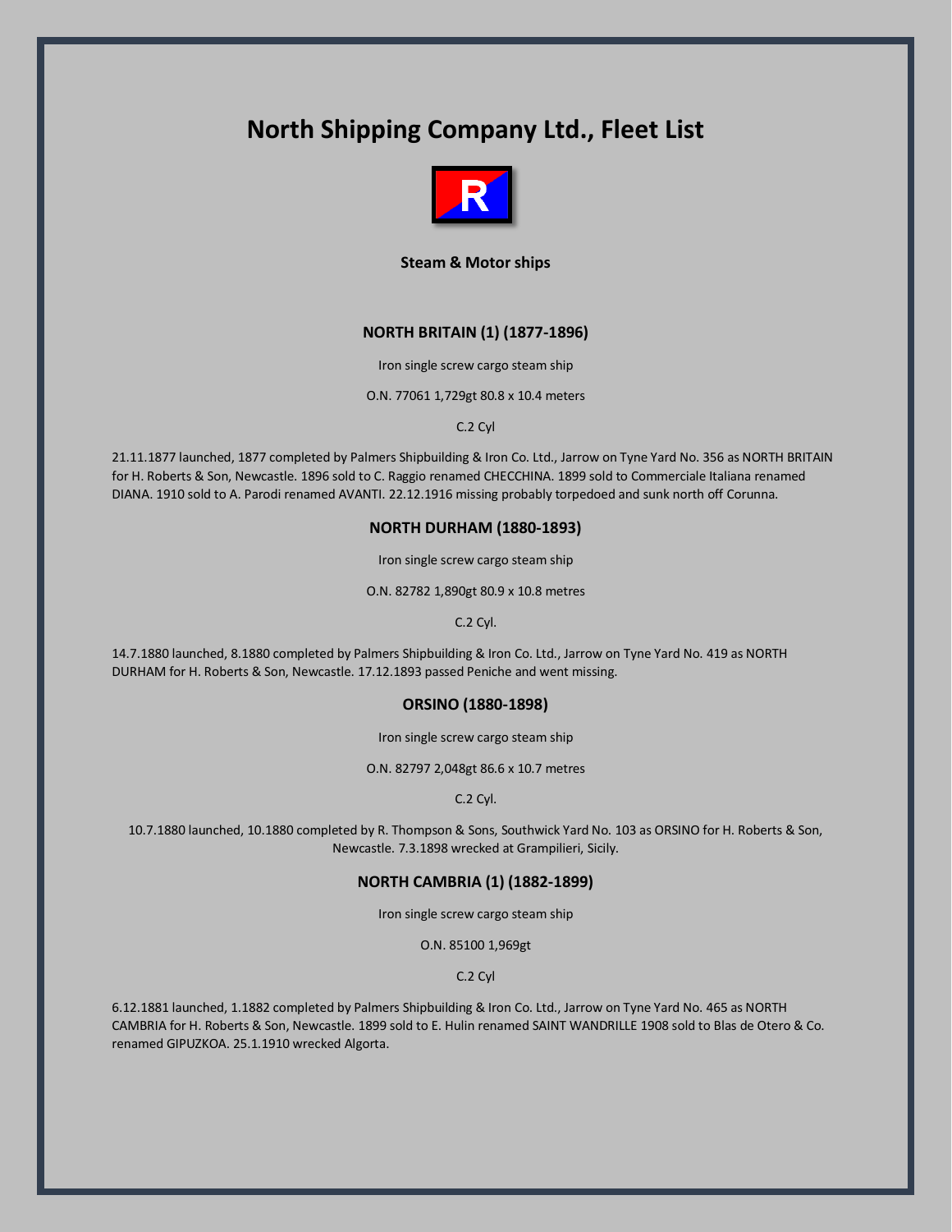# North Shipping Company Ltd., Fleet List

**Steam & Motor ships**

### NORTH BRITAIN (1) (1877-1896)

Iron single screw cargo steam ship

O.N. 77061 1,729gt 80.8 x 10.4 meters

C.2 Cyl

21.11.1877 launched, 1877 completed by Palmers Shipbuilding & Iron Co. Ltd., Jarrow on Tyne Yard No. 356 as NORTH BRITAIN for H. Roberts & Son, Newcastle. 1896 sold to C. Raggio renamed CHECCHINA. 1899 sold to Commerciale Italiana renamed DIANA. 1910 sold to A. Parodi renamed AVANTI. 22.12.1916 missing probably torpedoed and sunk north off Corunna.

### NORTH DURHAM (1880-1893)

Iron single screw cargo steam ship

O.N. 82782 1,890gt 80.9 x 10.8 metres

C.2 Cyl.

14.7.1880 launched, 8.1880 completed by Palmers Shipbuilding & Iron Co. Ltd., Jarrow on Tyne Yard No. 419 as NORTH DURHAM for H. Roberts & Son, Newcastle. 17.12.1893 passed Peniche and went missing.

### ORSINO (1880-1898)

Iron single screw cargo steam ship

O.N. 82797 2,048gt 86.6 x 10.7 metres

C.2 Cyl.

10.7.1880 launched, 10.1880 completed by R. Thompson & Sons, Southwick Yard No. 103 as ORSINO for H. Roberts & Son, Newcastle. 7.3.1898 wrecked at Grampilieri, Sicily.

### NORTH CAMBRIA (1) (1882-1899)

Iron single screw cargo steam ship

O.N. 85100 1,969gt

C.2 Cyl

6.12.1881 launched, 1.1882 completed by Palmers Shipbuilding & Iron Co. Ltd., Jarrow on Tyne Yard No. 465 as NORTH CAMBRIA for H. Roberts & Son, Newcastle. 1899 sold to E. Hulin renamed SAINT WANDRILLE 1908 sold to Blas de Otero & Co. renamed GIPUZKOA. 25.1.1910 wrecked Algorta.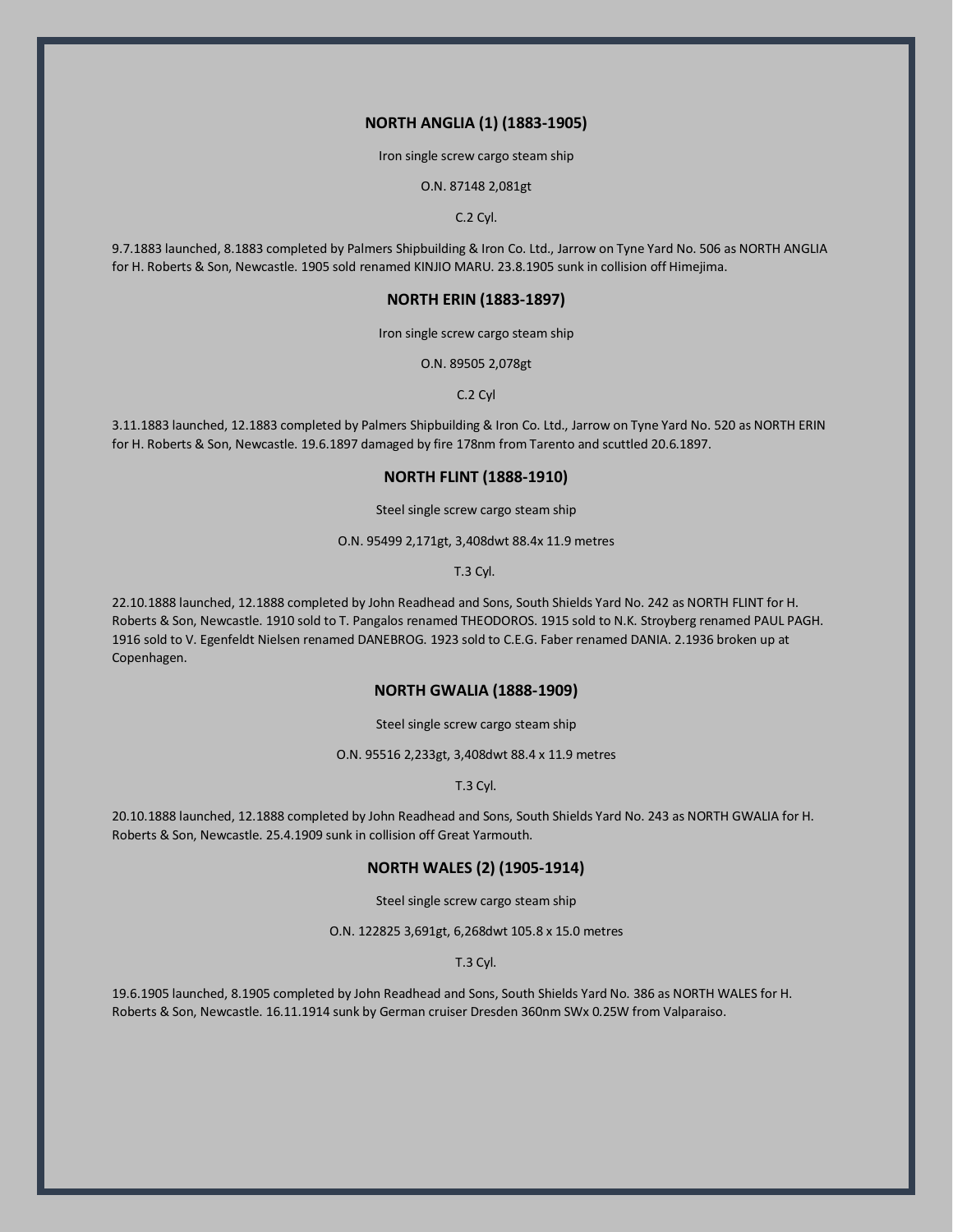## NORTH ANGLIA (1) (1883-1905)

Iron single screw cargo steam ship

O.N. 87148 2,081gt

C.2 Cyl.

9.7.1883 launched, 8.1883 completed by Palmers Shipbuilding & Iron Co. Ltd., Jarrow on Tyne Yard No. 506 as NORTH ANGLIA for H. Roberts & Son, Newcastle. 1905 sold renamed KINJIO MARU. 23.8.1905 sunk in collision off Himejima.

## NORTH ERIN (1883-1897)

Iron single screw cargo steam ship

O.N. 89505 2,078gt

C.2 Cyl

3.11.1883 launched, 12.1883 completed by Palmers Shipbuilding & Iron Co. Ltd., Jarrow on Tyne Yard No. 520 as NORTH ERIN for H. Roberts & Son, Newcastle. 19.6.1897 damaged by fire 178nm from Tarento and scuttled 20.6.1897.

## NORTH FLINT (1888-1910)

Steel single screw cargo steam ship

O.N. 95499 2,171gt, 3,408dwt 88.4x 11.9 metres

T.3 Cyl.

22.10.1888 launched, 12.1888 completed by John Readhead and Sons, South Shields Yard No. 242 as NORTH FLINT for H. Roberts & Son, Newcastle. 1910 sold to T. Pangalos renamed THEODOROS. 1915 sold to N.K. Stroyberg renamed PAUL PAGH. 1916 sold to V. Egenfeldt Nielsen renamed DANEBROG. 1923 sold to C.E.G. Faber renamed DANIA. 2.1936 broken up at Copenhagen.

## NORTH GWALIA (1888-1909)

Steel single screw cargo steam ship

O.N. 95516 2,233gt, 3,408dwt 88.4 x 11.9 metres

T.3 Cyl.

20.10.1888 launched, 12.1888 completed by John Readhead and Sons, South Shields Yard No. 243 as NORTH GWALIA for H. Roberts & Son, Newcastle. 25.4.1909 sunk in collision off Great Yarmouth.

## NORTH WALES (2) (1905-1914)

Steel single screw cargo steam ship

O.N. 122825 3,691gt, 6,268dwt 105.8 x 15.0 metres

T.3 Cyl.

19.6.1905 launched, 8.1905 completed by John Readhead and Sons, South Shields Yard No. 386 as NORTH WALES for H. Roberts & Son, Newcastle. 16.11.1914 sunk by German cruiser Dresden 360nm SWx 0.25W from Valparaiso.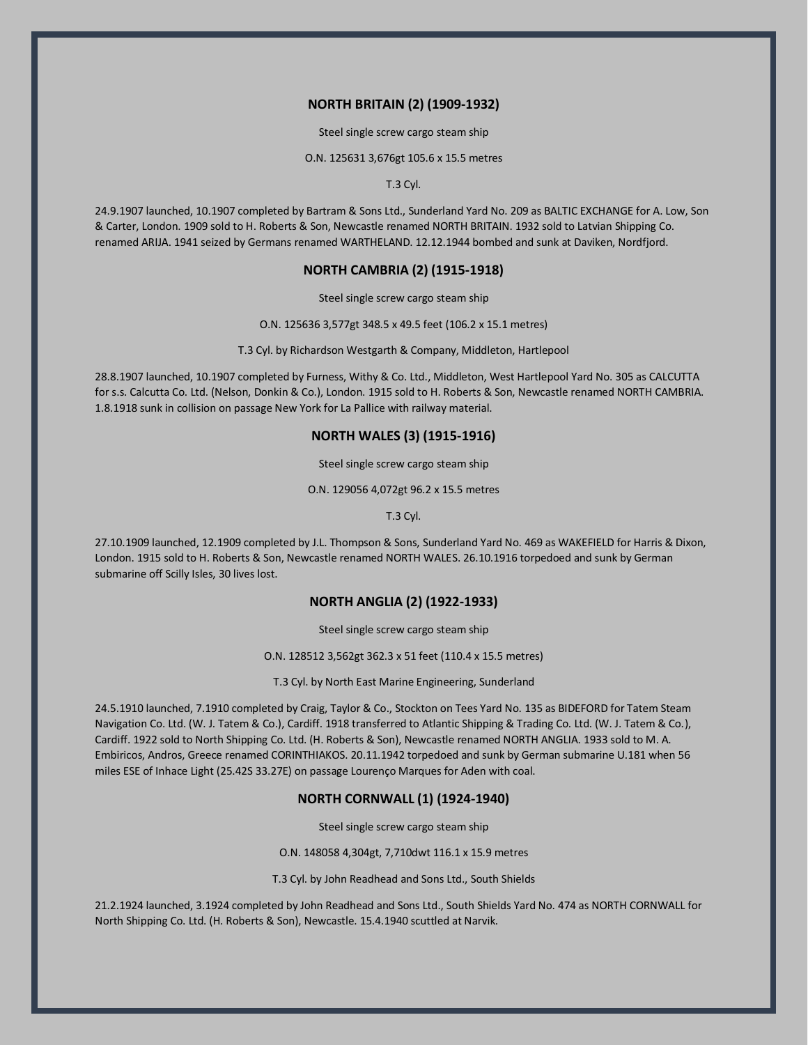## NORTH BRITAIN (2) (1909-1932)

Steel single screw cargo steam ship

O.N. 125631 3,676gt 105.6 x 15.5 metres

T.3 Cyl.

24.9.1907 launched, 10.1907 completed by Bartram & Sons Ltd., Sunderland Yard No. 209 as BALTIC EXCHANGE for A. Low, Son & Carter, London. 1909 sold to H. Roberts & Son, Newcastle renamed NORTH BRITAIN. 1932 sold to Latvian Shipping Co. renamed ARIJA. 1941 seized by Germans renamed WARTHELAND. 12.12.1944 bombed and sunk at Daviken, Nordfjord.

## NORTH CAMBRIA (2) (1915-1918)

Steel single screw cargo steam ship

O.N. 125636 3,577gt 348.5 x 49.5 feet (106.2 x 15.1 metres)

T.3 Cyl. by Richardson Westgarth & Company, Middleton, Hartlepool

28.8.1907 launched, 10.1907 completed by Furness, Withy & Co. Ltd., Middleton, West Hartlepool Yard No. 305 as CALCUTTA for s.s. Calcutta Co. Ltd. (Nelson, Donkin & Co.), London. 1915 sold to H. Roberts & Son, Newcastle renamed NORTH CAMBRIA. 1.8.1918 sunk in collision on passage New York for La Pallice with railway material.

## NORTH WALES (3) (1915-1916)

Steel single screw cargo steam ship

O.N. 129056 4,072gt 96.2 x 15.5 metres

T.3 Cyl.

27.10.1909 launched, 12.1909 completed by J.L. Thompson & Sons, Sunderland Yard No. 469 as WAKEFIELD for Harris & Dixon, London. 1915 sold to H. Roberts & Son, Newcastle renamed NORTH WALES. 26.10.1916 torpedoed and sunk by German submarine off Scilly Isles, 30 lives lost.

## NORTH ANGLIA (2) (1922-1933)

Steel single screw cargo steam ship

O.N. 128512 3,562gt 362.3 x 51 feet (110.4 x 15.5 metres)

T.3 Cyl. by North East Marine Engineering, Sunderland

24.5.1910 launched, 7.1910 completed by Craig, Taylor & Co., Stockton on Tees Yard No. 135 as BIDEFORD for Tatem Steam Navigation Co. Ltd. (W. J. Tatem & Co.), Cardiff. 1918 transferred to Atlantic Shipping & Trading Co. Ltd. (W. J. Tatem & Co.), Cardiff. 1922 sold to North Shipping Co. Ltd. (H. Roberts & Son), Newcastle renamed NORTH ANGLIA. 1933 sold to M. A. Embiricos, Andros, Greece renamed CORINTHIAKOS. 20.11.1942 torpedoed and sunk by German submarine U.181 when 56 miles ESE of Inhace Light (25.42S 33.27E) on passage Lourenço Marques for Aden with coal.

## NORTH CORNWALL (1) (1924-1940)

Steel single screw cargo steam ship

O.N. 148058 4,304gt, 7,710dwt 116.1 x 15.9 metres

T.3 Cyl. by John Readhead and Sons Ltd., South Shields

21.2.1924 launched, 3.1924 completed by John Readhead and Sons Ltd., South Shields Yard No. 474 as NORTH CORNWALL for North Shipping Co. Ltd. (H. Roberts & Son), Newcastle. 15.4.1940 scuttled at Narvik.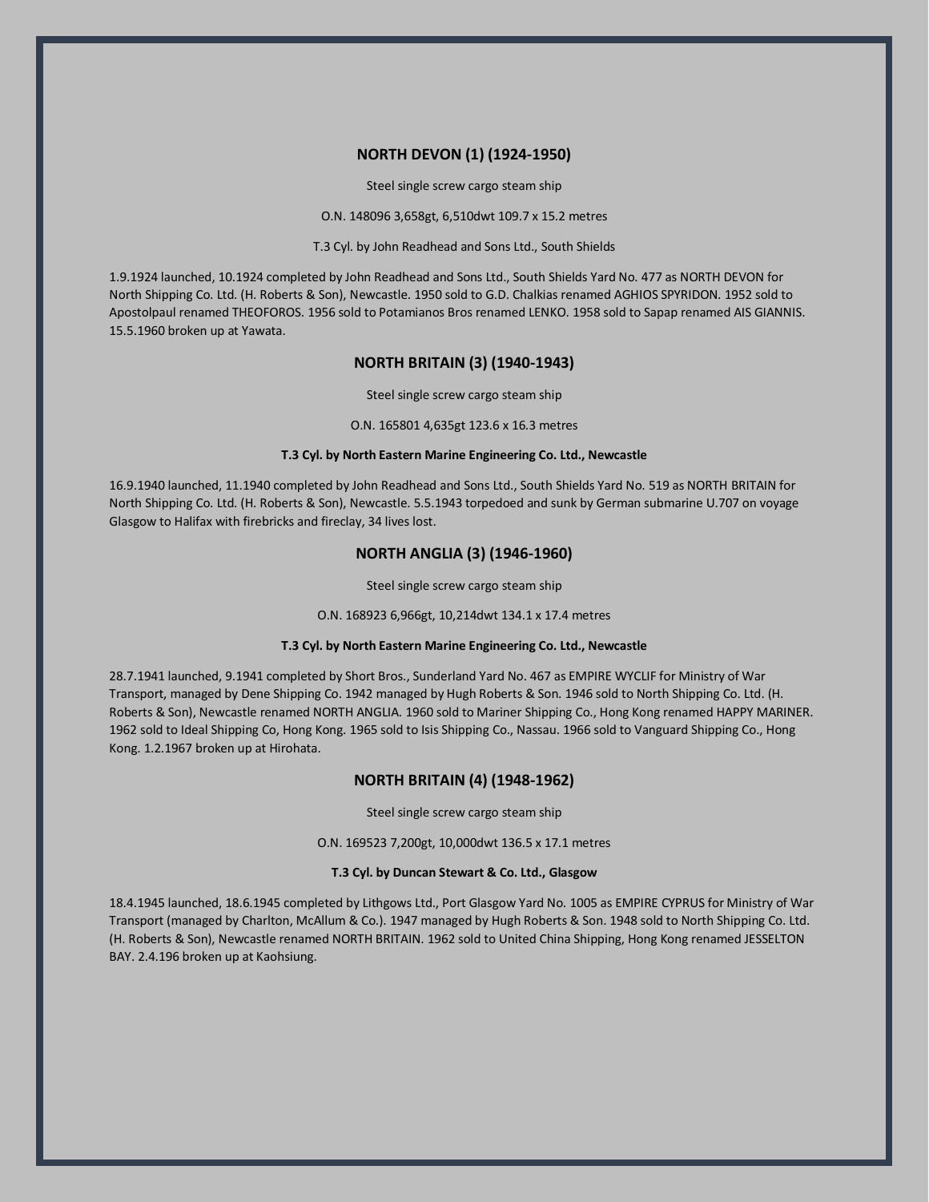## NORTH DEVON (1) (1924-1950)

Steel single screw cargo steam ship

O.N. 148096 3,658gt, 6,510dwt 109.7 x 15.2 metres

T.3 Cyl. by John Readhead and Sons Ltd., South Shields

1.9.1924 launched, 10.1924 completed by John Readhead and Sons Ltd., South Shields Yard No. 477 as NORTH DEVON for North Shipping Co. Ltd. (H. Roberts & Son), Newcastle. 1950 sold to G.D. Chalkias renamed AGHIOS SPYRIDON. 1952 sold to Apostolpaul renamed THEOFOROS. 1956 sold to Potamianos Bros renamed LENKO. 1958 sold to Sapap renamed AIS GIANNIS. 15.5.1960 broken up at Yawata.

## NORTH BRITAIN (3) (1940-1943)

Steel single screw cargo steam ship

O.N. 165801 4,635gt 123.6 x 16.3 metres

**T.3 Cyl. by North Eastern Marine Engineering Co. Ltd., Newcastle**

16.9.1940 launched, 11.1940 completed by John Readhead and Sons Ltd., South Shields Yard No. 519 as NORTH BRITAIN for North Shipping Co. Ltd. (H. Roberts & Son), Newcastle. 5.5.1943 torpedoed and sunk by German submarine U.707 on voyage Glasgow to Halifax with firebricks and fireclay, 34 lives lost.

## NORTH ANGLIA (3) (1946-1960)

Steel single screw cargo steam ship

O.N. 168923 6,966gt, 10,214dwt 134.1 x 17.4 metres

**T.3 Cyl. by North Eastern Marine Engineering Co. Ltd., Newcastle**

28.7.1941 launched, 9.1941 completed by Short Bros., Sunderland Yard No. 467 as EMPIRE WYCLIF for Ministry of War Transport, managed by Dene Shipping Co. 1942 managed by Hugh Roberts & Son. 1946 sold to North Shipping Co. Ltd. (H. Roberts & Son), Newcastle renamed NORTH ANGLIA. 1960 sold to Mariner Shipping Co., Hong Kong renamed HAPPY MARINER. 1962 sold to Ideal Shipping Co, Hong Kong. 1965 sold to Isis Shipping Co., Nassau. 1966 sold to Vanguard Shipping Co., Hong Kong. 1.2.1967 broken up at Hirohata.

## NORTH BRITAIN (4) (1948-1962)

Steel single screw cargo steam ship

O.N. 169523 7,200gt, 10,000dwt 136.5 x 17.1 metres

**T.3 Cyl. by Duncan Stewart & Co. Ltd., Glasgow**

18.4.1945 launched, 18.6.1945 completed by Lithgows Ltd., Port Glasgow Yard No. 1005 as EMPIRE CYPRUS for Ministry of War Transport (managed by Charlton, McAllum & Co.). 1947 managed by Hugh Roberts & Son. 1948 sold to North Shipping Co. Ltd. (H. Roberts & Son), Newcastle renamed NORTH BRITAIN. 1962 sold to United China Shipping, Hong Kong renamed JESSELTON BAY. 2.4.196 broken up at Kaohsiung.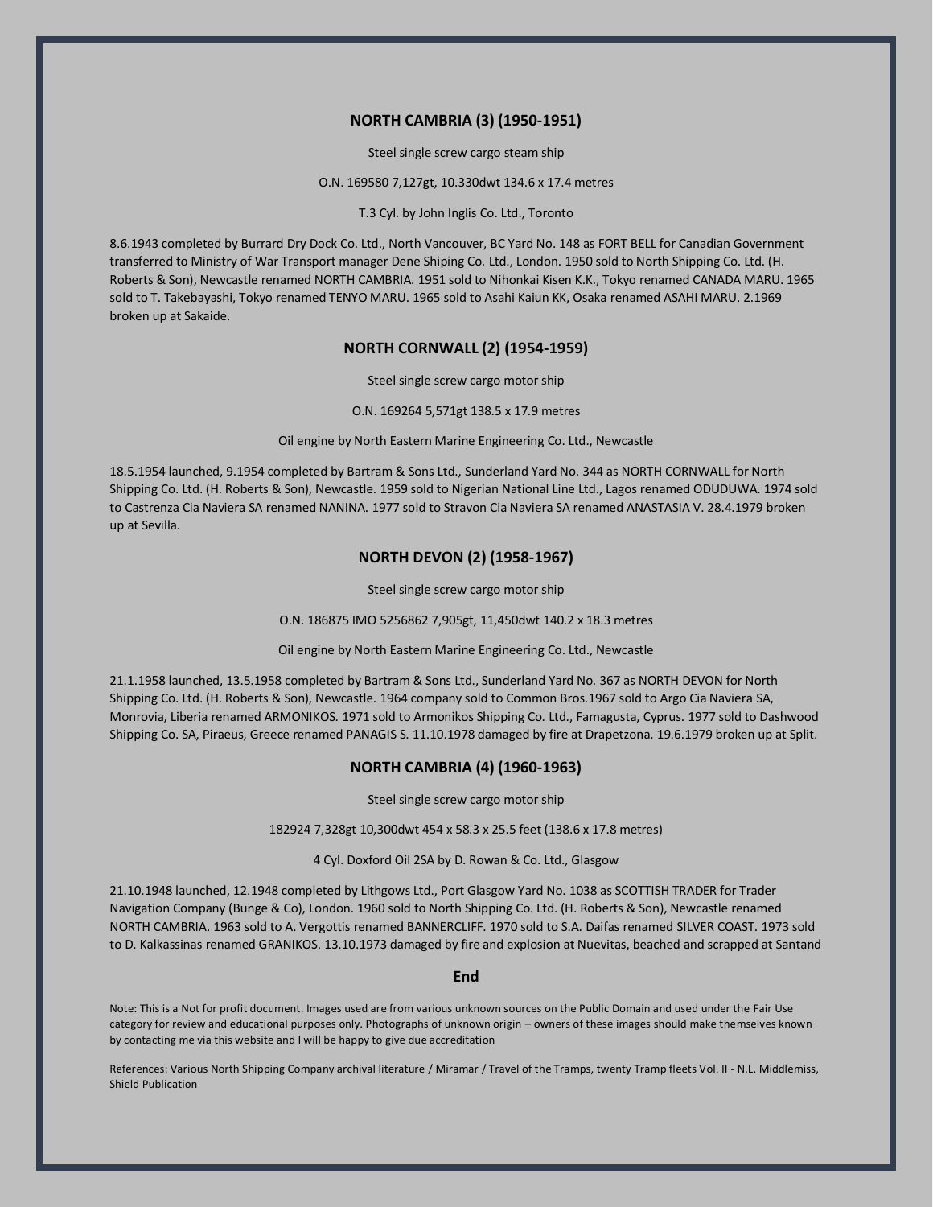## NORTH CAMBRIA (3) (1950-1951)

Steel single screw cargo steam ship

O.N. 169580 7,127gt, 10.330dwt 134.6 x 17.4 metres

T.3 Cyl. by John Inglis Co. Ltd., Toronto

8.6.1943 completed by Burrard Dry Dock Co. Ltd., North Vancouver, BC Yard No. 148 as FORT BELL for Canadian Government transferred to Ministry of War Transport manager Dene Shiping Co. Ltd., London. 1950 sold to North Shipping Co. Ltd. (H. Roberts & Son), Newcastle renamed NORTH CAMBRIA. 1951 sold to Nihonkai Kisen K.K., Tokyo renamed CANADA MARU. 1965 sold to T. Takebayashi, Tokyo renamed TENYO MARU. 1965 sold to Asahi Kaiun KK, Osaka renamed ASAHI MARU. 2.1969 broken up at Sakaide.

## NORTH CORNWALL (2) (1954-1959)

Steel single screw cargo motor ship

O.N. 169264 5,571gt 138.5 x 17.9 metres

Oil engine by North Eastern Marine Engineering Co. Ltd., Newcastle

18.5.1954 launched, 9.1954 completed by Bartram & Sons Ltd., Sunderland Yard No. 344 as NORTH CORNWALL for North Shipping Co. Ltd. (H. Roberts & Son), Newcastle. 1959 sold to Nigerian National Line Ltd., Lagos renamed ODUDUWA. 1974 sold to Castrenza Cia Naviera SA renamed NANINA. 1977 sold to Stravon Cia Naviera SA renamed ANASTASIA V. 28.4.1979 broken up at Sevilla.

## NORTH DEVON (2) (1958-1967)

Steel single screw cargo motor ship

O.N. 186875 IMO 5256862 7,905gt, 11,450dwt 140.2 x 18.3 metres

Oil engine by North Eastern Marine Engineering Co. Ltd., Newcastle

21.1.1958 launched, 13.5.1958 completed by Bartram & Sons Ltd., Sunderland Yard No. 367 as NORTH DEVON for North Shipping Co. Ltd. (H. Roberts & Son), Newcastle. 1964 company sold to Common Bros.1967 sold to Argo Cia Naviera SA, Monrovia, Liberia renamed ARMONIKOS. 1971 sold to Armonikos Shipping Co. Ltd., Famagusta, Cyprus. 1977 sold to Dashwood Shipping Co. SA, Piraeus, Greece renamed PANAGIS S. 11.10.1978 damaged by fire at Drapetzona. 19.6.1979 broken up at Split.

## NORTH CAMBRIA (4) (1960-1963)

Steel single screw cargo motor ship

182924 7,328gt 10,300dwt 454 x 58.3 x 25.5 feet (138.6 x 17.8 metres)

4 Cyl. Doxford Oil 2SA by D. Rowan & Co. Ltd., Glasgow

21.10.1948 launched, 12.1948 completed by Lithgows Ltd., Port Glasgow Yard No. 1038 as SCOTTISH TRADER for Trader Navigation Company (Bunge & Co), London. 1960 sold to North Shipping Co. Ltd. (H. Roberts & Son), Newcastle renamed NORTH CAMBRIA. 1963 sold to A. Vergottis renamed BANNERCLIFF. 1970 sold to S.A. Daifas renamed SILVER COAST. 1973 sold to D. Kalkassinas renamed GRANIKOS. 13.10.1973 damaged by fire and explosion at Nuevitas, beached and scrapped at Santand

**End**

Note: This is a Not for profit document. Images used are from various unknown sources on the Public Domain and used under the Fair Use category for review and educational purposes only. Photographs of unknown origin – owners of these images should make themselves known by contacting me via this website and I will be happy to give due accreditation

References: Various North Shipping Company archival literature / Miramar / Travel of the Tramps, twenty Tramp fleets Vol. II - N.L. Middlemiss, Shield Publication